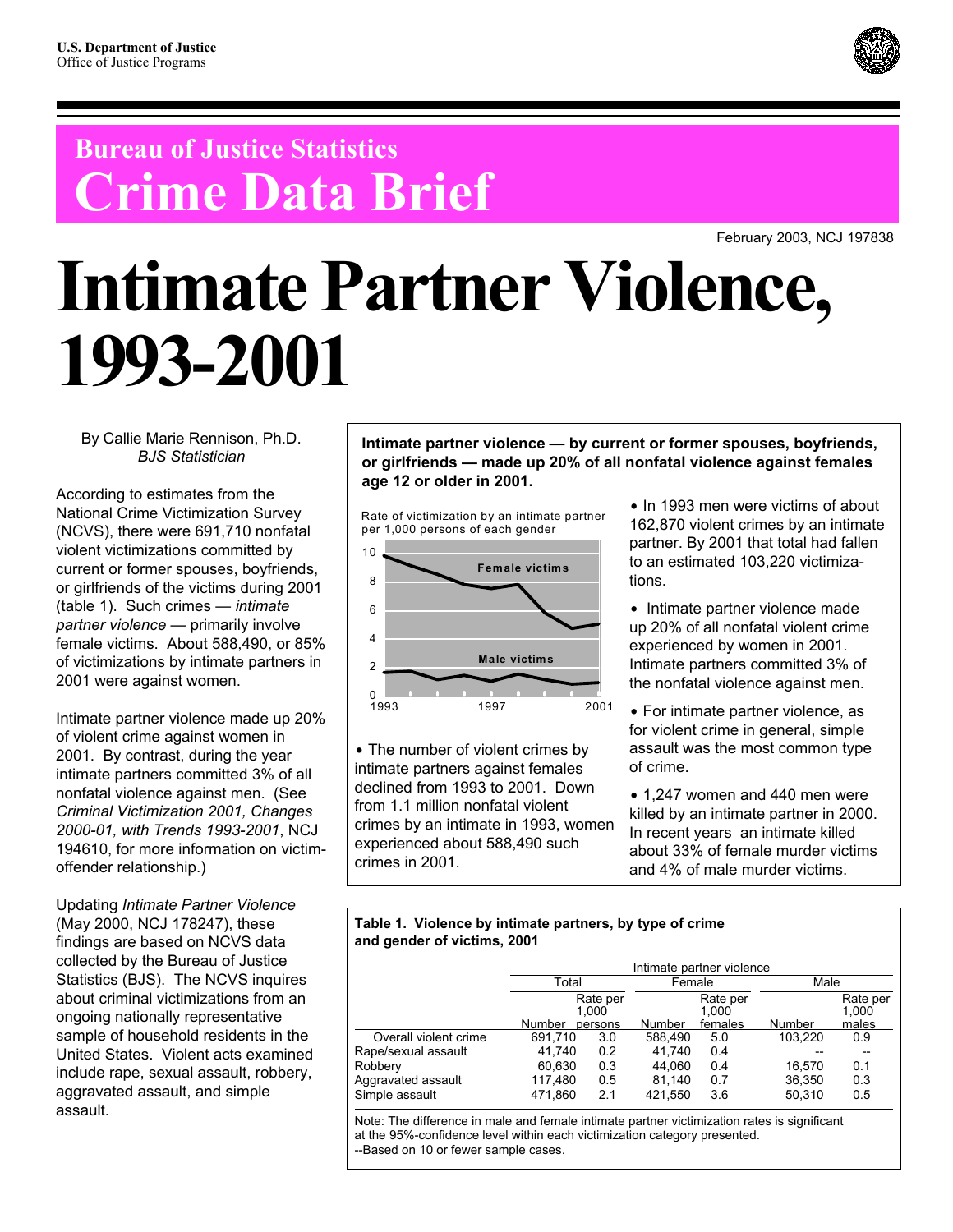U.S. Department of Justice
Office of Justice Programs

**Bureau of Justice Statistics**
# Crime Data Brief

February 2003, NCJ 197838

# Intimate Partner Violence, 1993-2001

By Callie Marie Rennison, Ph.D.
*BJS Statistician*

According to estimates from the National Crime Victimization Survey (NCVS), there were 691,710 nonfatal violent victimizations committed by current or former spouses, boyfriends, or girlfriends of the victims during 2001 (table 1). Such crimes — *intimate partner violence* — primarily involve female victims. About 588,490, or 85% of victimizations by intimate partners in 2001 were against women.

Intimate partner violence made up 20% of violent crime against women in 2001. By contrast, during the year intimate partners committed 3% of all nonfatal violence against men. (See *Criminal Victimization 2001, Changes 2000-01, with Trends 1993-2001*, NCJ 194610, for more information on victim-offender relationship.)

Updating *Intimate Partner Violence* (May 2000, NCJ 178247), these findings are based on NCVS data collected by the Bureau of Justice Statistics (BJS). The NCVS inquires about criminal victimizations from an ongoing nationally representative sample of household residents in the United States. Violent acts examined include rape, sexual assault, robbery, aggravated assault, and simple assault.

**Intimate partner violence — by current or former spouses, boyfriends, or girlfriends — made up 20% of all nonfatal violence against females age 12 or older in 2001.**

Rate of victimization by an intimate partner per 1,000 persons of each gender

- The number of violent crimes by intimate partners against females declined from 1993 to 2001. Down from 1.1 million nonfatal violent crimes by an intimate in 1993, women experienced about 588,490 such crimes in 2001.

- In 1993 men were victims of about 162,870 violent crimes by an intimate partner. By 2001 that total had fallen to an estimated 103,220 victimizations.

- Intimate partner violence made up 20% of all nonfatal violent crime experienced by women in 2001. Intimate partners committed 3% of the nonfatal violence against men.

- For intimate partner violence, as for violent crime in general, simple assault was the most common type of crime.

- 1,247 women and 440 men were killed by an intimate partner in 2000. In recent years an intimate killed about 33% of female murder victims and 4% of male murder victims.

**Table 1. Violence by intimate partners, by type of crime and gender of victims, 2001**

| | Intimate partner violence | | | | | |
|---|---|---|---|---|---|---|
| | Total | | Female | | Male | |
| | Number | Rate per 1,000 persons | Number | Rate per 1,000 females | Number | Rate per 1,000 males |
| Overall violent crime | 691,710 | 3.0 | 588,490 | 5.0 | 103,220 | 0.9 |
| Rape/sexual assault | 41,740 | 0.2 | 41,740 | 0.4 | -- | -- |
| Robbery | 60,630 | 0.3 | 44,060 | 0.4 | 16,570 | 0.1 |
| Aggravated assault | 117,480 | 0.5 | 81,140 | 0.7 | 36,350 | 0.3 |
| Simple assault | 471,860 | 2.1 | 421,550 | 3.6 | 50,310 | 0.5 |

Note: The difference in male and female intimate partner victimization rates is significant at the 95%-confidence level within each victimization category presented.
--Based on 10 or fewer sample cases.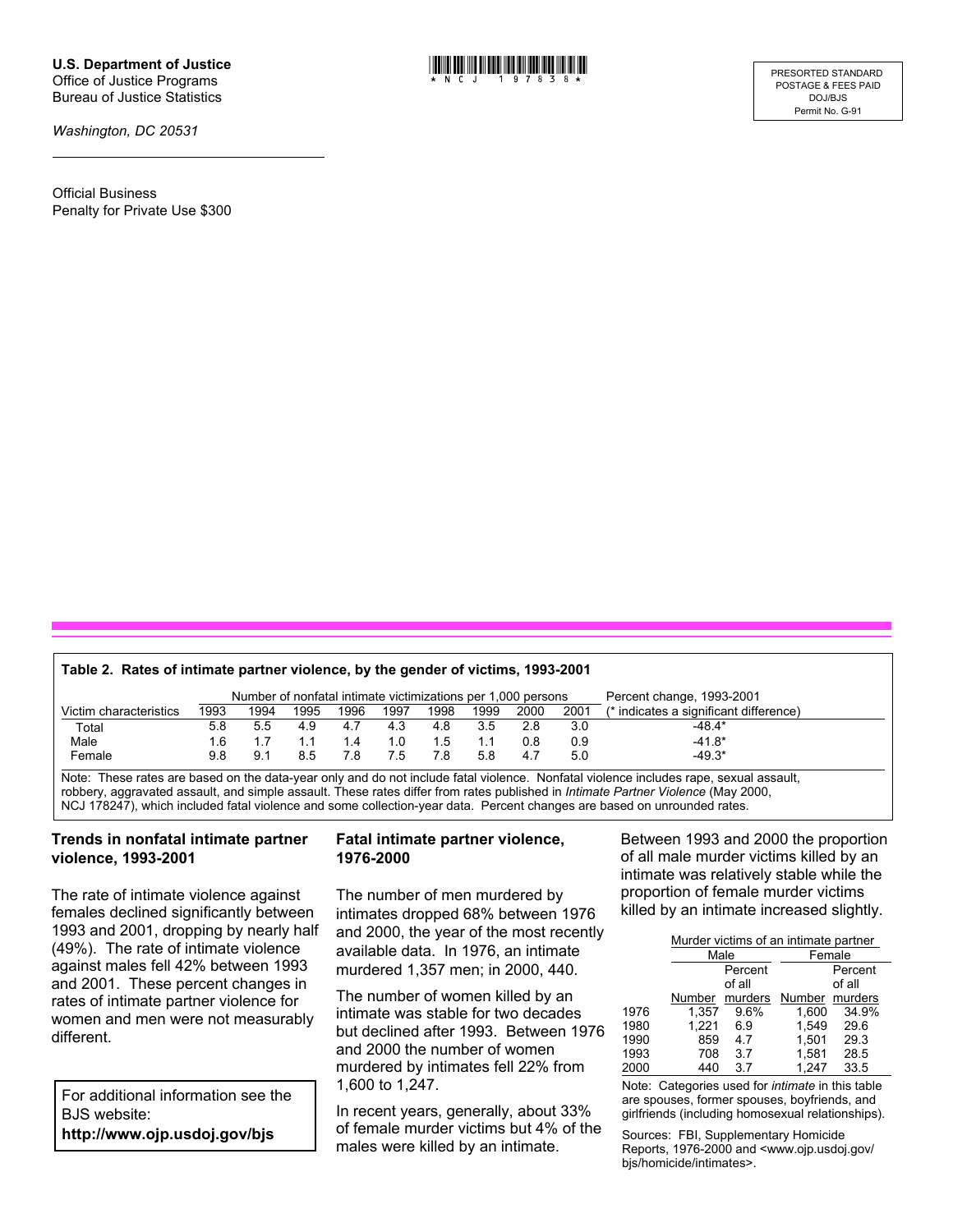U.S. Department of Justice
Office of Justice Programs
Bureau of Justice Statistics

*Washington, DC 20531*

Official Business
Penalty for Private Use $300

PRESORTED STANDARD
POSTAGE & FEES PAID
DOJ/BJS
Permit No. G-91

**Table 2. Rates of intimate partner violence, by the gender of victims, 1993-2001**

| | Number of nonfatal intimate victimizations per 1,000 persons | | | | | | | | | Percent change, 1993-2001 |
|---|---|---|---|---|---|---|---|---|---|---|
| Victim characteristics | 1993 | 1994 | 1995 | 1996 | 1997 | 1998 | 1999 | 2000 | 2001 | (* indicates a significant difference) |
| Total | 5.8 | 5.5 | 4.9 | 4.7 | 4.3 | 4.8 | 3.5 | 2.8 | 3.0 | -48.4* |
| Male | 1.6 | 1.7 | 1.1 | 1.4 | 1.0 | 1.5 | 1.1 | 0.8 | 0.9 | -41.8* |
| Female | 9.8 | 9.1 | 8.5 | 7.8 | 7.5 | 7.8 | 5.8 | 4.7 | 5.0 | -49.3* |

Note: These rates are based on the data-year only and do not include fatal violence. Nonfatal violence includes rape, sexual assault, robbery, aggravated assault, and simple assault. These rates differ from rates published in *Intimate Partner Violence* (May 2000, NCJ 178247), which included fatal violence and some collection-year data. Percent changes are based on unrounded rates.

### Trends in nonfatal intimate partner violence, 1993-2001

The rate of intimate violence against females declined significantly between 1993 and 2001, dropping by nearly half (49%). The rate of intimate violence against males fell 42% between 1993 and 2001. These percent changes in rates of intimate partner violence for women and men were not measurably different.

For additional information see the BJS website:
**http://www.ojp.usdoj.gov/bjs**

### Fatal intimate partner violence, 1976-2000

The number of men murdered by intimates dropped 68% between 1976 and 2000, the year of the most recently available data. In 1976, an intimate murdered 1,357 men; in 2000, 440.

The number of women killed by an intimate was stable for two decades but declined after 1993. Between 1976 and 2000 the number of women murdered by intimates fell 22% from 1,600 to 1,247.

In recent years, generally, about 33% of female murder victims but 4% of the males were killed by an intimate.

Between 1993 and 2000 the proportion of all male murder victims killed by an intimate was relatively stable while the proportion of female murder victims killed by an intimate increased slightly.

| | Murder victims of an intimate partner | | | |
|---|---|---|---|---|
| | Male | | Female | |
| | Number | Percent of all murders | Number | Percent of all murders |
| 1976 | 1,357 | 9.6% | 1,600 | 34.9% |
| 1980 | 1,221 | 6.9 | 1,549 | 29.6 |
| 1990 | 859 | 4.7 | 1,501 | 29.3 |
| 1993 | 708 | 3.7 | 1,581 | 28.5 |
| 2000 | 440 | 3.7 | 1,247 | 33.5 |

Note: Categories used for *intimate* in this table are spouses, former spouses, boyfriends, and girlfriends (including homosexual relationships).

Sources: FBI, Supplementary Homicide Reports, 1976-2000 and <www.ojp.usdoj.gov/bjs/homicide/intimates>.